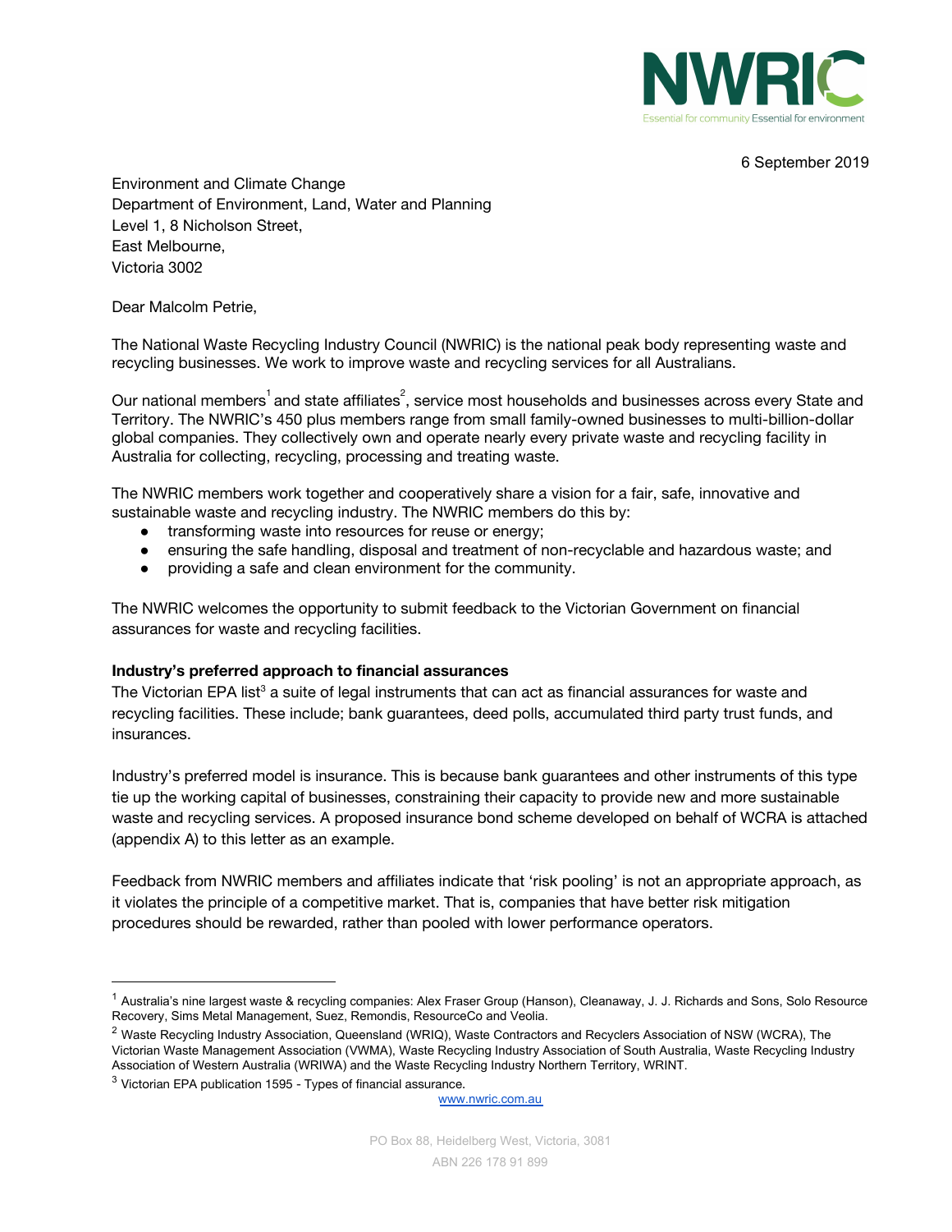NWRIC

Essential for community Essential for environment

6 September 2019

Environment and Climate Change
Department of Environment, Land, Water and Planning
Level 1, 8 Nicholson Street,
East Melbourne,
Victoria 3002

Dear Malcolm Petrie,

The National Waste Recycling Industry Council (NWRIC) is the national peak body representing waste and recycling businesses. We work to improve waste and recycling services for all Australians.

Our national members[1] and state affiliates[2], service most households and businesses across every State and Territory. The NWRIC's 450 plus members range from small family-owned businesses to multi-billion-dollar global companies. They collectively own and operate nearly every private waste and recycling facility in Australia for collecting, recycling, processing and treating waste.

The NWRIC members work together and cooperatively share a vision for a fair, safe, innovative and sustainable waste and recycling industry. The NWRIC members do this by:

- transforming waste into resources for reuse or energy;
- ensuring the safe handling, disposal and treatment of non-recyclable and hazardous waste; and
- providing a safe and clean environment for the community.

The NWRIC welcomes the opportunity to submit feedback to the Victorian Government on financial assurances for waste and recycling facilities.

**Industry's preferred approach to financial assurances**

The Victorian EPA list[3] a suite of legal instruments that can act as financial assurances for waste and recycling facilities. These include; bank guarantees, deed polls, accumulated third party trust funds, and insurances.

Industry's preferred model is insurance. This is because bank guarantees and other instruments of this type tie up the working capital of businesses, constraining their capacity to provide new and more sustainable waste and recycling services. A proposed insurance bond scheme developed on behalf of WCRA is attached (appendix A) to this letter as an example.

Feedback from NWRIC members and affiliates indicate that 'risk pooling' is not an appropriate approach, as it violates the principle of a competitive market. That is, companies that have better risk mitigation procedures should be rewarded, rather than pooled with lower performance operators.

---

[1] Australia's nine largest waste & recycling companies: Alex Fraser Group (Hanson), Cleanaway, J. J. Richards and Sons, Solo Resource Recovery, Sims Metal Management, Suez, Remondis, ResourceCo and Veolia.

[2] Waste Recycling Industry Association, Queensland (WRIQ), Waste Contractors and Recyclers Association of NSW (WCRA), The Victorian Waste Management Association (VWMA), Waste Recycling Industry Association of South Australia, Waste Recycling Industry Association of Western Australia (WRIWA) and the Waste Recycling Industry Northern Territory, WRINT.

[3] Victorian EPA publication 1595 - Types of financial assurance.

www.nwric.com.au

PO Box 88, Heidelberg West, Victoria, 3081

ABN 226 178 91 899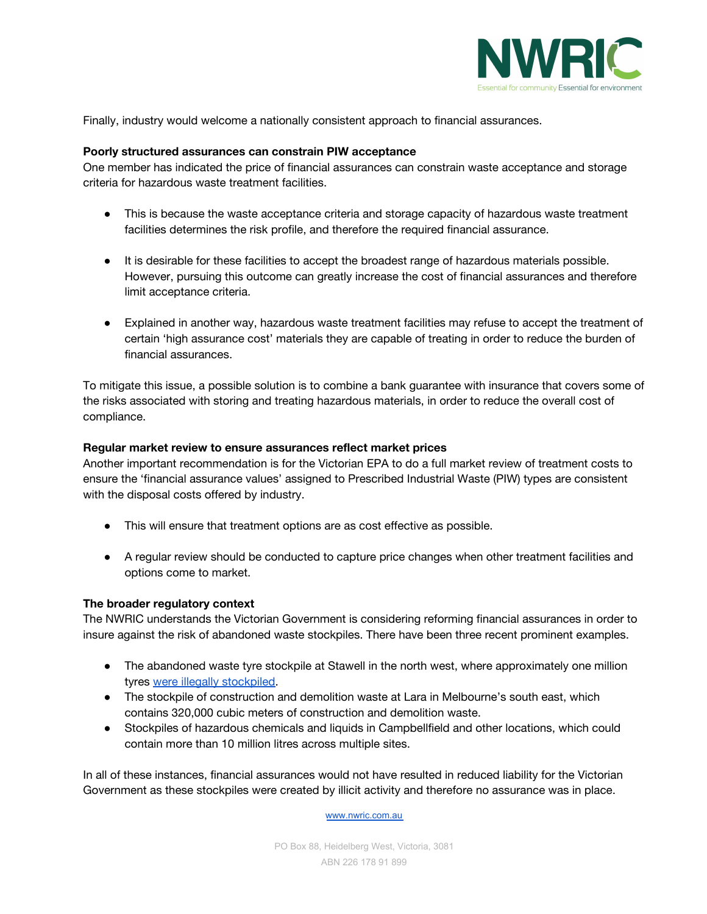Finally, industry would welcome a nationally consistent approach to financial assurances.

**Poorly structured assurances can constrain PIW acceptance**

One member has indicated the price of financial assurances can constrain waste acceptance and storage criteria for hazardous waste treatment facilities.

- This is because the waste acceptance criteria and storage capacity of hazardous waste treatment facilities determines the risk profile, and therefore the required financial assurance.
- It is desirable for these facilities to accept the broadest range of hazardous materials possible. However, pursuing this outcome can greatly increase the cost of financial assurances and therefore limit acceptance criteria.
- Explained in another way, hazardous waste treatment facilities may refuse to accept the treatment of certain 'high assurance cost' materials they are capable of treating in order to reduce the burden of financial assurances.

To mitigate this issue, a possible solution is to combine a bank guarantee with insurance that covers some of the risks associated with storing and treating hazardous materials, in order to reduce the overall cost of compliance.

**Regular market review to ensure assurances reflect market prices**

Another important recommendation is for the Victorian EPA to do a full market review of treatment costs to ensure the 'financial assurance values' assigned to Prescribed Industrial Waste (PIW) types are consistent with the disposal costs offered by industry.

- This will ensure that treatment options are as cost effective as possible.
- A regular review should be conducted to capture price changes when other treatment facilities and options come to market.

**The broader regulatory context**

The NWRIC understands the Victorian Government is considering reforming financial assurances in order to insure against the risk of abandoned waste stockpiles. There have been three recent prominent examples.

- The abandoned waste tyre stockpile at Stawell in the north west, where approximately one million tyres were illegally stockpiled.
- The stockpile of construction and demolition waste at Lara in Melbourne's south east, which contains 320,000 cubic meters of construction and demolition waste.
- Stockpiles of hazardous chemicals and liquids in Campbellfield and other locations, which could contain more than 10 million litres across multiple sites.

In all of these instances, financial assurances would not have resulted in reduced liability for the Victorian Government as these stockpiles were created by illicit activity and therefore no assurance was in place.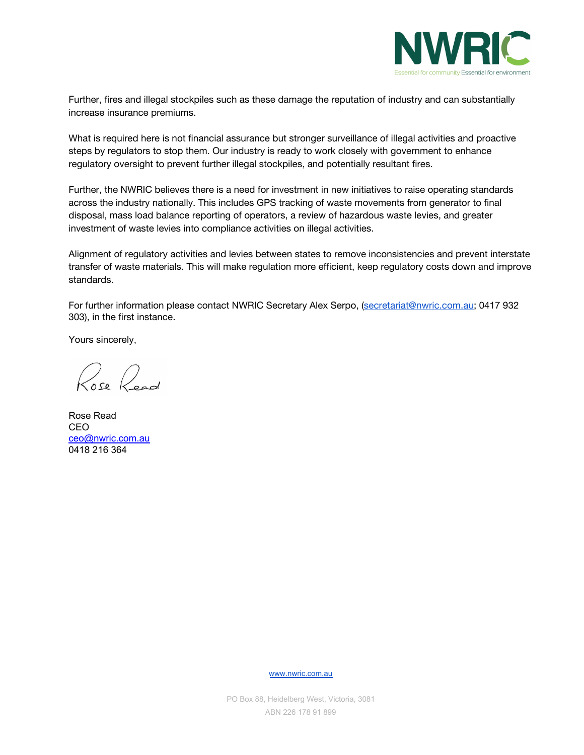Further, fires and illegal stockpiles such as these damage the reputation of industry and can substantially increase insurance premiums.

What is required here is not financial assurance but stronger surveillance of illegal activities and proactive steps by regulators to stop them. Our industry is ready to work closely with government to enhance regulatory oversight to prevent further illegal stockpiles, and potentially resultant fires.

Further, the NWRIC believes there is a need for investment in new initiatives to raise operating standards across the industry nationally. This includes GPS tracking of waste movements from generator to final disposal, mass load balance reporting of operators, a review of hazardous waste levies, and greater investment of waste levies into compliance activities on illegal activities.

Alignment of regulatory activities and levies between states to remove inconsistencies and prevent interstate transfer of waste materials. This will make regulation more efficient, keep regulatory costs down and improve standards.

For further information please contact NWRIC Secretary Alex Serpo, (secretariat@nwric.com.au; 0417 932 303), in the first instance.

Yours sincerely,

Rose Read
CEO
ceo@nwric.com.au
0418 216 364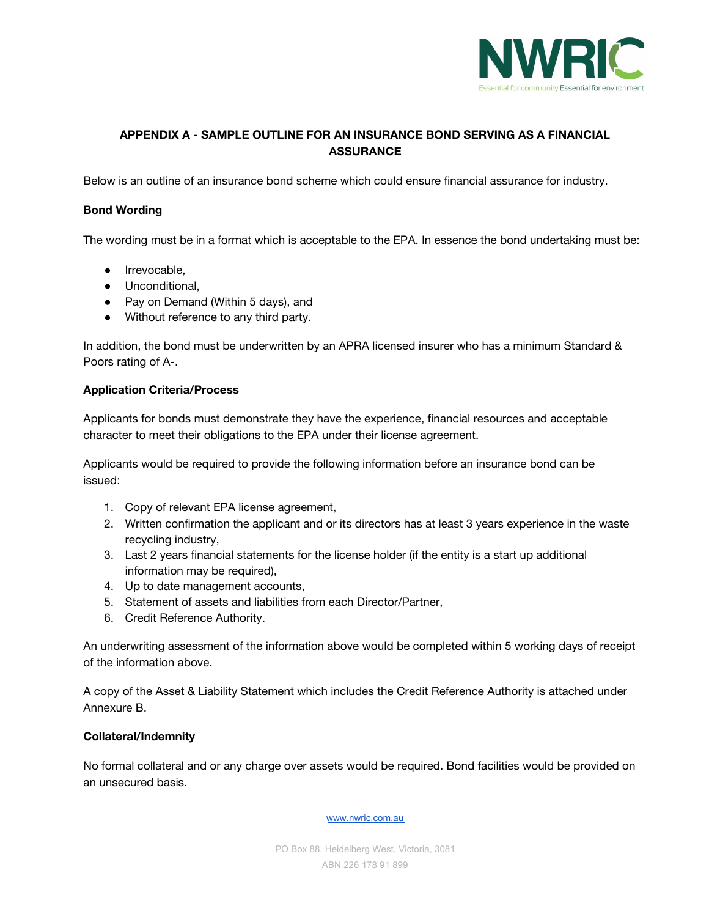**APPENDIX A - SAMPLE OUTLINE FOR AN INSURANCE BOND SERVING AS A FINANCIAL ASSURANCE**

Below is an outline of an insurance bond scheme which could ensure financial assurance for industry.

**Bond Wording**

The wording must be in a format which is acceptable to the EPA. In essence the bond undertaking must be:

- Irrevocable,
- Unconditional,
- Pay on Demand (Within 5 days), and
- Without reference to any third party.

In addition, the bond must be underwritten by an APRA licensed insurer who has a minimum Standard & Poors rating of A-.

**Application Criteria/Process**

Applicants for bonds must demonstrate they have the experience, financial resources and acceptable character to meet their obligations to the EPA under their license agreement.

Applicants would be required to provide the following information before an insurance bond can be issued:

1. Copy of relevant EPA license agreement,
2. Written confirmation the applicant and or its directors has at least 3 years experience in the waste recycling industry,
3. Last 2 years financial statements for the license holder (if the entity is a start up additional information may be required),
4. Up to date management accounts,
5. Statement of assets and liabilities from each Director/Partner,
6. Credit Reference Authority.

An underwriting assessment of the information above would be completed within 5 working days of receipt of the information above.

A copy of the Asset & Liability Statement which includes the Credit Reference Authority is attached under Annexure B.

**Collateral/Indemnity**

No formal collateral and or any charge over assets would be required. Bond facilities would be provided on an unsecured basis.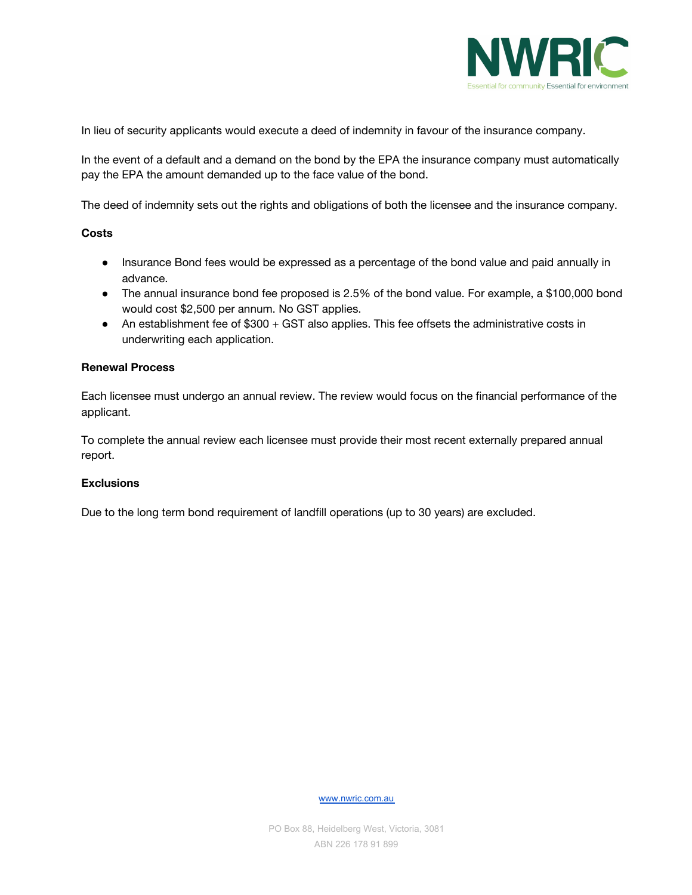In lieu of security applicants would execute a deed of indemnity in favour of the insurance company.

In the event of a default and a demand on the bond by the EPA the insurance company must automatically pay the EPA the amount demanded up to the face value of the bond.

The deed of indemnity sets out the rights and obligations of both the licensee and the insurance company.

**Costs**

- Insurance Bond fees would be expressed as a percentage of the bond value and paid annually in advance.
- The annual insurance bond fee proposed is 2.5% of the bond value. For example, a $100,000 bond would cost $2,500 per annum. No GST applies.
- An establishment fee of $300 + GST also applies. This fee offsets the administrative costs in underwriting each application.

**Renewal Process**

Each licensee must undergo an annual review. The review would focus on the financial performance of the applicant.

To complete the annual review each licensee must provide their most recent externally prepared annual report.

**Exclusions**

Due to the long term bond requirement of landfill operations (up to 30 years) are excluded.